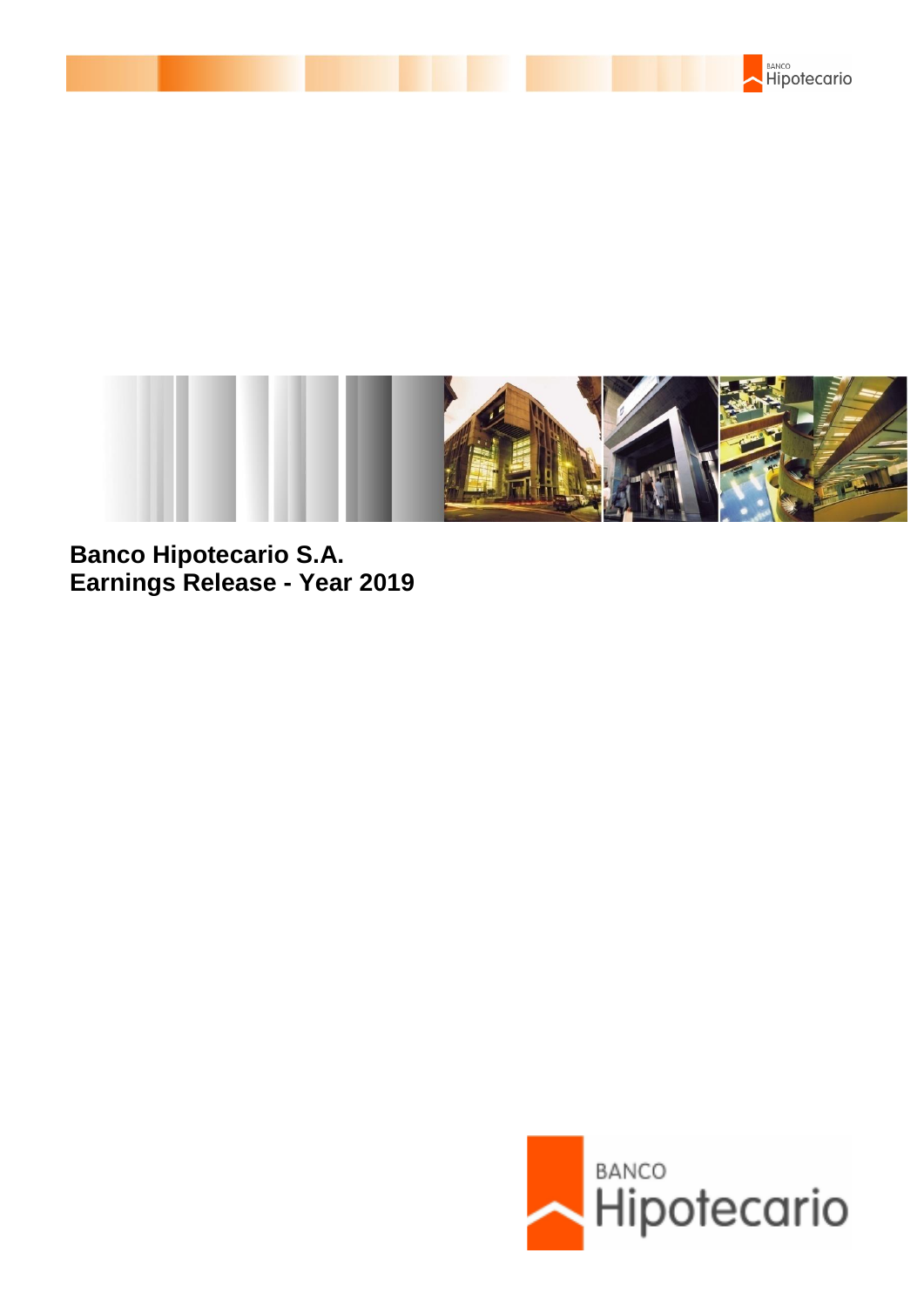**Banco Hipotecario S.A.**
**Earnings Release - Year 2019**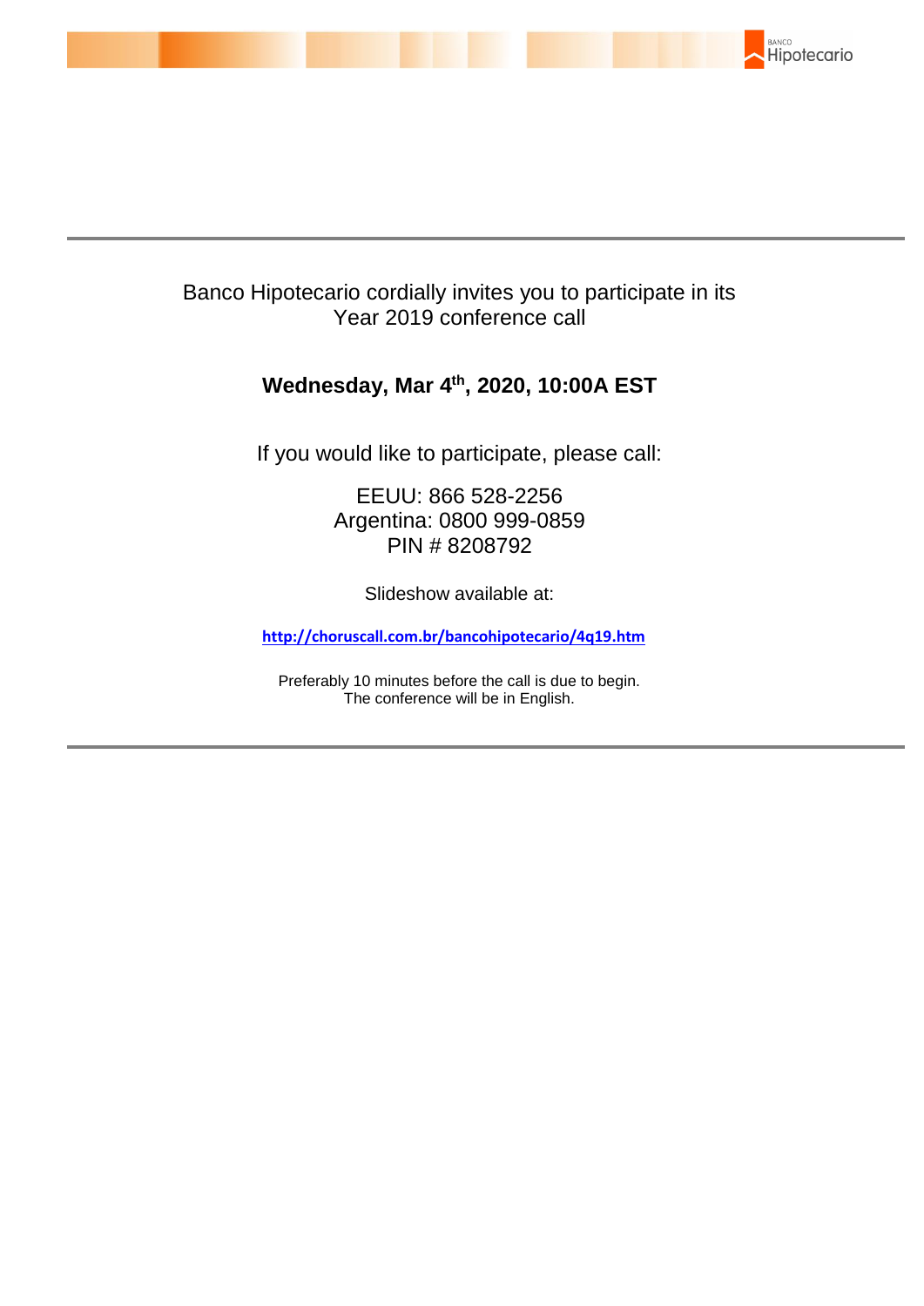Banco Hipotecario cordially invites you to participate in its Year 2019 conference call

**Wednesday, Mar 4th, 2020, 10:00A EST**

If you would like to participate, please call:

EEUU: 866 528-2256
Argentina: 0800 999-0859
PIN # 8208792

Slideshow available at:

**http://choruscall.com.br/bancohipotecario/4q19.htm**

Preferably 10 minutes before the call is due to begin.
The conference will be in English.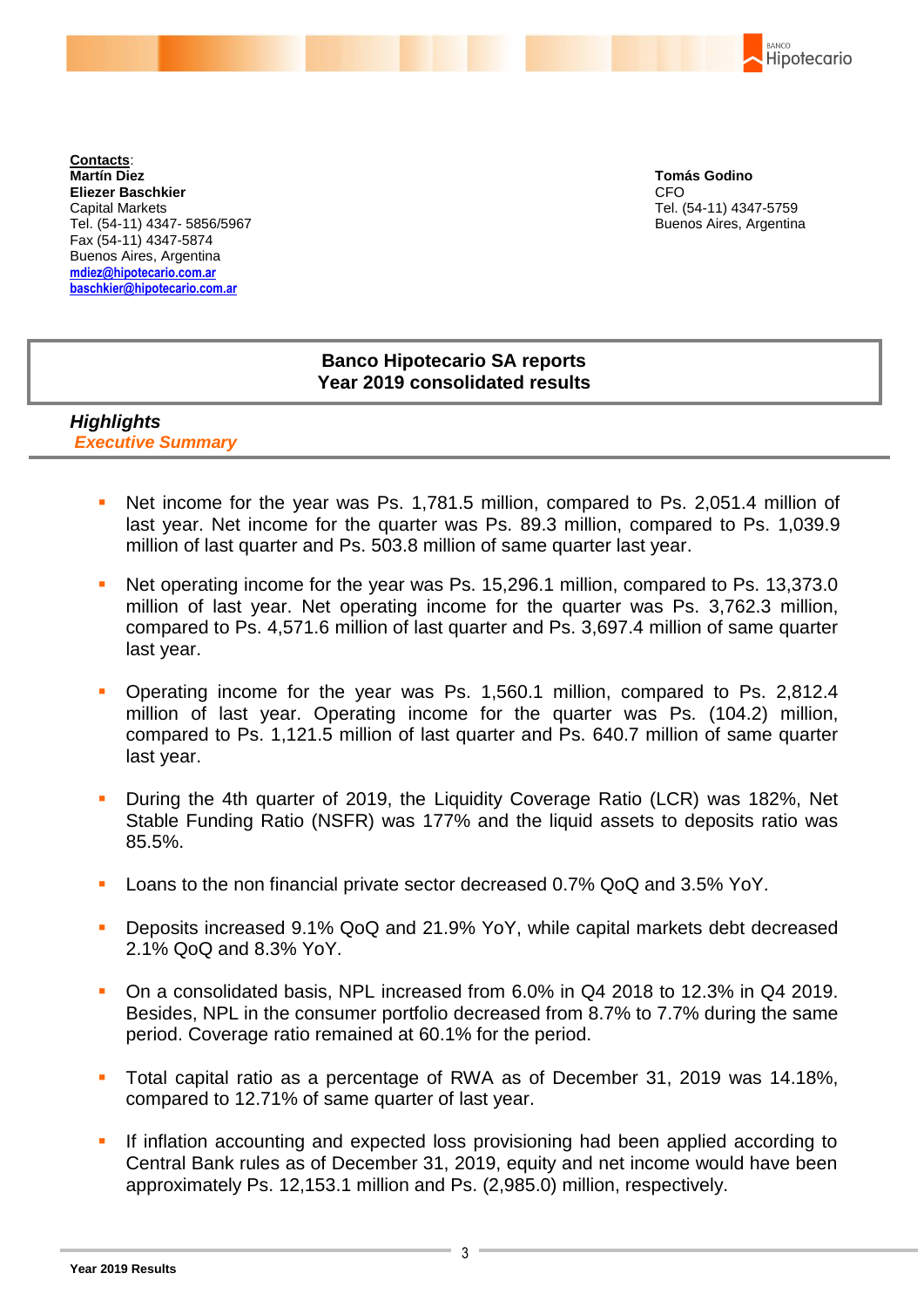**Contacts**:
**Martín Diez**
**Eliezer Baschkier**
Capital Markets
Tel. (54-11) 4347- 5856/5967
Fax (54-11) 4347-5874
Buenos Aires, Argentina
mdiez@hipotecario.com.ar
baschkier@hipotecario.com.ar

**Tomás Godino**
CFO
Tel. (54-11) 4347-5759
Buenos Aires, Argentina

# Banco Hipotecario SA reports Year 2019 consolidated results

## *Highlights*

### *Executive Summary*

- Net income for the year was Ps. 1,781.5 million, compared to Ps. 2,051.4 million of last year. Net income for the quarter was Ps. 89.3 million, compared to Ps. 1,039.9 million of last quarter and Ps. 503.8 million of same quarter last year.

- Net operating income for the year was Ps. 15,296.1 million, compared to Ps. 13,373.0 million of last year. Net operating income for the quarter was Ps. 3,762.3 million, compared to Ps. 4,571.6 million of last quarter and Ps. 3,697.4 million of same quarter last year.

- Operating income for the year was Ps. 1,560.1 million, compared to Ps. 2,812.4 million of last year. Operating income for the quarter was Ps. (104.2) million, compared to Ps. 1,121.5 million of last quarter and Ps. 640.7 million of same quarter last year.

- During the 4th quarter of 2019, the Liquidity Coverage Ratio (LCR) was 182%, Net Stable Funding Ratio (NSFR) was 177% and the liquid assets to deposits ratio was 85.5%.

- Loans to the non financial private sector decreased 0.7% QoQ and 3.5% YoY.

- Deposits increased 9.1% QoQ and 21.9% YoY, while capital markets debt decreased 2.1% QoQ and 8.3% YoY.

- On a consolidated basis, NPL increased from 6.0% in Q4 2018 to 12.3% in Q4 2019. Besides, NPL in the consumer portfolio decreased from 8.7% to 7.7% during the same period. Coverage ratio remained at 60.1% for the period.

- Total capital ratio as a percentage of RWA as of December 31, 2019 was 14.18%, compared to 12.71% of same quarter of last year.

- If inflation accounting and expected loss provisioning had been applied according to Central Bank rules as of December 31, 2019, equity and net income would have been approximately Ps. 12,153.1 million and Ps. (2,985.0) million, respectively.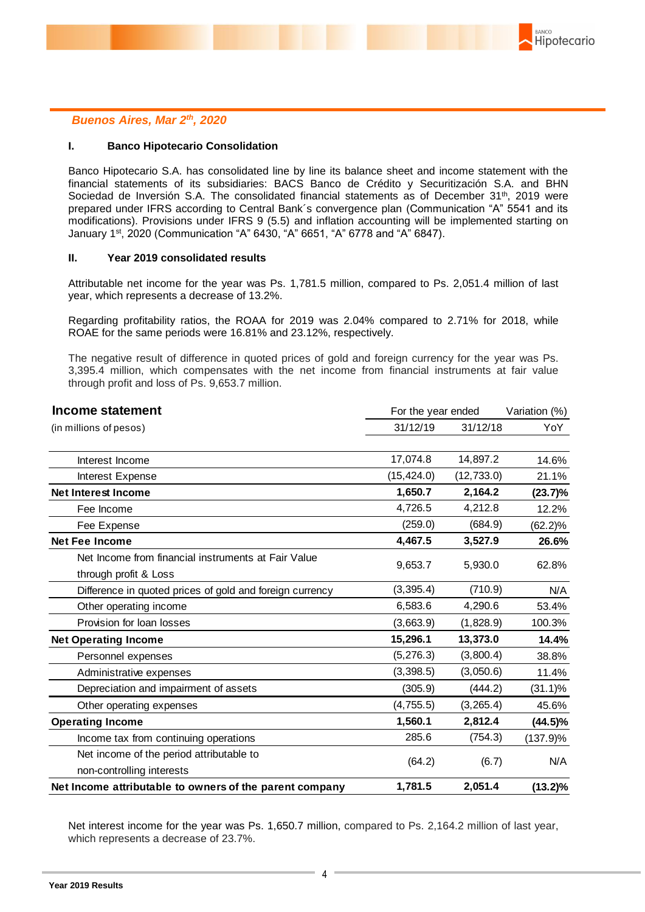*Buenos Aires, Mar 2nd, 2020*

## I. Banco Hipotecario Consolidation

Banco Hipotecario S.A. has consolidated line by line its balance sheet and income statement with the financial statements of its subsidiaries: BACS Banco de Crédito y Securitización S.A. and BHN Sociedad de Inversión S.A. The consolidated financial statements as of December 31th, 2019 were prepared under IFRS according to Central Bank´s convergence plan (Communication "A" 5541 and its modifications). Provisions under IFRS 9 (5.5) and inflation accounting will be implemented starting on January 1st, 2020 (Communication "A" 6430, "A" 6651, "A" 6778 and "A" 6847).

## II. Year 2019 consolidated results

Attributable net income for the year was Ps. 1,781.5 million, compared to Ps. 2,051.4 million of last year, which represents a decrease of 13.2%.

Regarding profitability ratios, the ROAA for 2019 was 2.04% compared to 2.71% for 2018, while ROAE for the same periods were 16.81% and 23.12%, respectively.

The negative result of difference in quoted prices of gold and foreign currency for the year was Ps. 3,395.4 million, which compensates with the net income from financial instruments at fair value through profit and loss of Ps. 9,653.7 million.

| **Income statement** | For the year ended | | Variation (%) |
|---|---|---|---|
| (in millions of pesos) | 31/12/19 | 31/12/18 | YoY |
| Interest Income | 17,074.8 | 14,897.2 | 14.6% |
| Interest Expense | (15,424.0) | (12,733.0) | 21.1% |
| **Net Interest Income** | **1,650.7** | **2,164.2** | **(23.7)%** |
| Fee Income | 4,726.5 | 4,212.8 | 12.2% |
| Fee Expense | (259.0) | (684.9) | (62.2)% |
| **Net Fee Income** | **4,467.5** | **3,527.9** | **26.6%** |
| Net Income from financial instruments at Fair Value through profit & Loss | 9,653.7 | 5,930.0 | 62.8% |
| Difference in quoted prices of gold and foreign currency | (3,395.4) | (710.9) | N/A |
| Other operating income | 6,583.6 | 4,290.6 | 53.4% |
| Provision for loan losses | (3,663.9) | (1,828.9) | 100.3% |
| **Net Operating Income** | **15,296.1** | **13,373.0** | **14.4%** |
| Personnel expenses | (5,276.3) | (3,800.4) | 38.8% |
| Administrative expenses | (3,398.5) | (3,050.6) | 11.4% |
| Depreciation and impairment of assets | (305.9) | (444.2) | (31.1)% |
| Other operating expenses | (4,755.5) | (3,265.4) | 45.6% |
| **Operating Income** | **1,560.1** | **2,812.4** | **(44.5)%** |
| Income tax from continuing operations | 285.6 | (754.3) | (137.9)% |
| Net income of the period attributable to non-controlling interests | (64.2) | (6.7) | N/A |
| **Net Income attributable to owners of the parent company** | **1,781.5** | **2,051.4** | **(13.2)%** |

Net interest income for the year was Ps. 1,650.7 million, compared to Ps. 2,164.2 million of last year, which represents a decrease of 23.7%.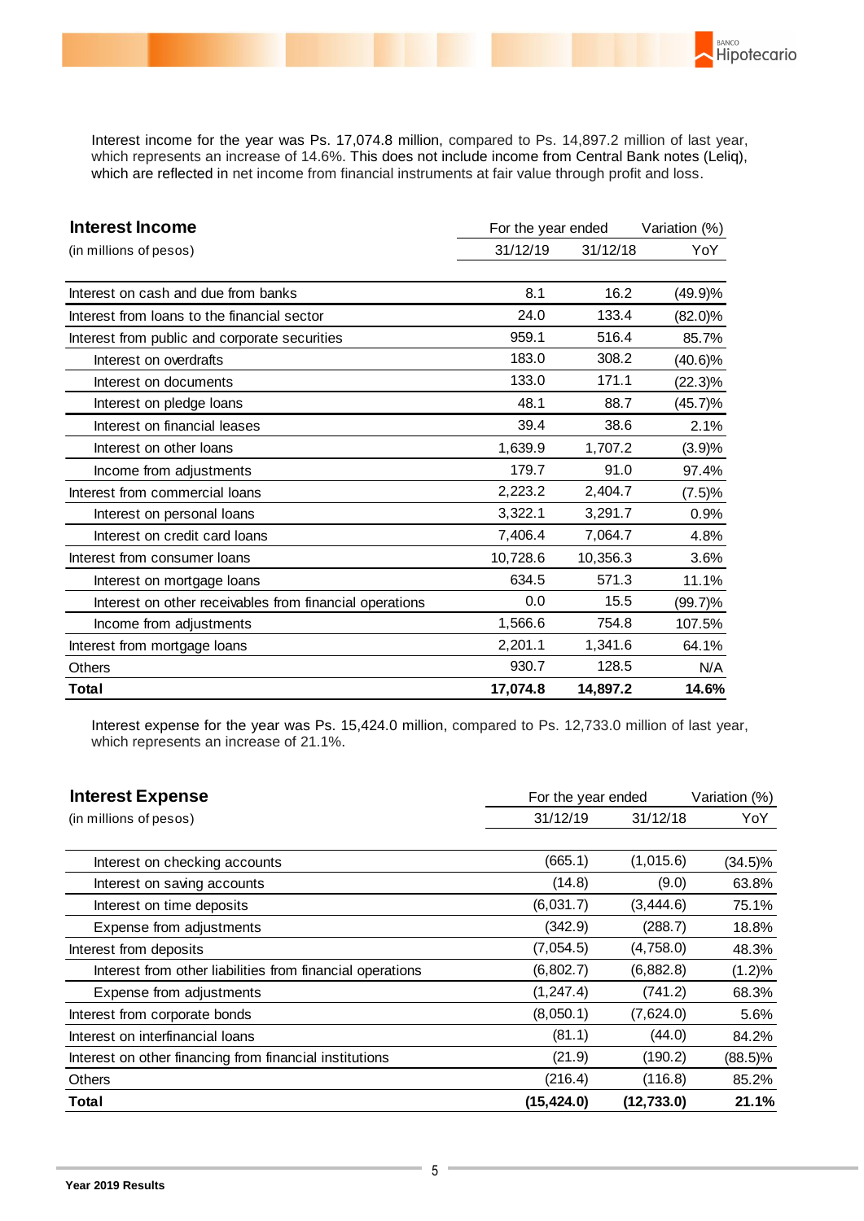Interest income for the year was Ps. 17,074.8 million, compared to Ps. 14,897.2 million of last year, which represents an increase of 14.6%. This does not include income from Central Bank notes (Leliq), which are reflected in net income from financial instruments at fair value through profit and loss.

| **Interest Income** | For the year ended | | Variation (%) |
|---|---|---|---|
| (in millions of pesos) | 31/12/19 | 31/12/18 | YoY |
| Interest on cash and due from banks | 8.1 | 16.2 | (49.9)% |
| Interest from loans to the financial sector | 24.0 | 133.4 | (82.0)% |
| Interest from public and corporate securities | 959.1 | 516.4 | 85.7% |
| Interest on overdrafts | 183.0 | 308.2 | (40.6)% |
| Interest on documents | 133.0 | 171.1 | (22.3)% |
| Interest on pledge loans | 48.1 | 88.7 | (45.7)% |
| Interest on financial leases | 39.4 | 38.6 | 2.1% |
| Interest on other loans | 1,639.9 | 1,707.2 | (3.9)% |
| Income from adjustments | 179.7 | 91.0 | 97.4% |
| Interest from commercial loans | 2,223.2 | 2,404.7 | (7.5)% |
| Interest on personal loans | 3,322.1 | 3,291.7 | 0.9% |
| Interest on credit card loans | 7,406.4 | 7,064.7 | 4.8% |
| Interest from consumer loans | 10,728.6 | 10,356.3 | 3.6% |
| Interest on mortgage loans | 634.5 | 571.3 | 11.1% |
| Interest on other receivables from financial operations | 0.0 | 15.5 | (99.7)% |
| Income from adjustments | 1,566.6 | 754.8 | 107.5% |
| Interest from mortgage loans | 2,201.1 | 1,341.6 | 64.1% |
| Others | 930.7 | 128.5 | N/A |
| **Total** | **17,074.8** | **14,897.2** | **14.6%** |

Interest expense for the year was Ps. 15,424.0 million, compared to Ps. 12,733.0 million of last year, which represents an increase of 21.1%.

| **Interest Expense** | For the year ended | | Variation (%) |
|---|---|---|---|
| (in millions of pesos) | 31/12/19 | 31/12/18 | YoY |
| Interest on checking accounts | (665.1) | (1,015.6) | (34.5)% |
| Interest on saving accounts | (14.8) | (9.0) | 63.8% |
| Interest on time deposits | (6,031.7) | (3,444.6) | 75.1% |
| Expense from adjustments | (342.9) | (288.7) | 18.8% |
| Interest from deposits | (7,054.5) | (4,758.0) | 48.3% |
| Interest from other liabilities from financial operations | (6,802.7) | (6,882.8) | (1.2)% |
| Expense from adjustments | (1,247.4) | (741.2) | 68.3% |
| Interest from corporate bonds | (8,050.1) | (7,624.0) | 5.6% |
| Interest on interfinancial loans | (81.1) | (44.0) | 84.2% |
| Interest on other financing from financial institutions | (21.9) | (190.2) | (88.5)% |
| Others | (216.4) | (116.8) | 85.2% |
| **Total** | **(15,424.0)** | **(12,733.0)** | **21.1%** |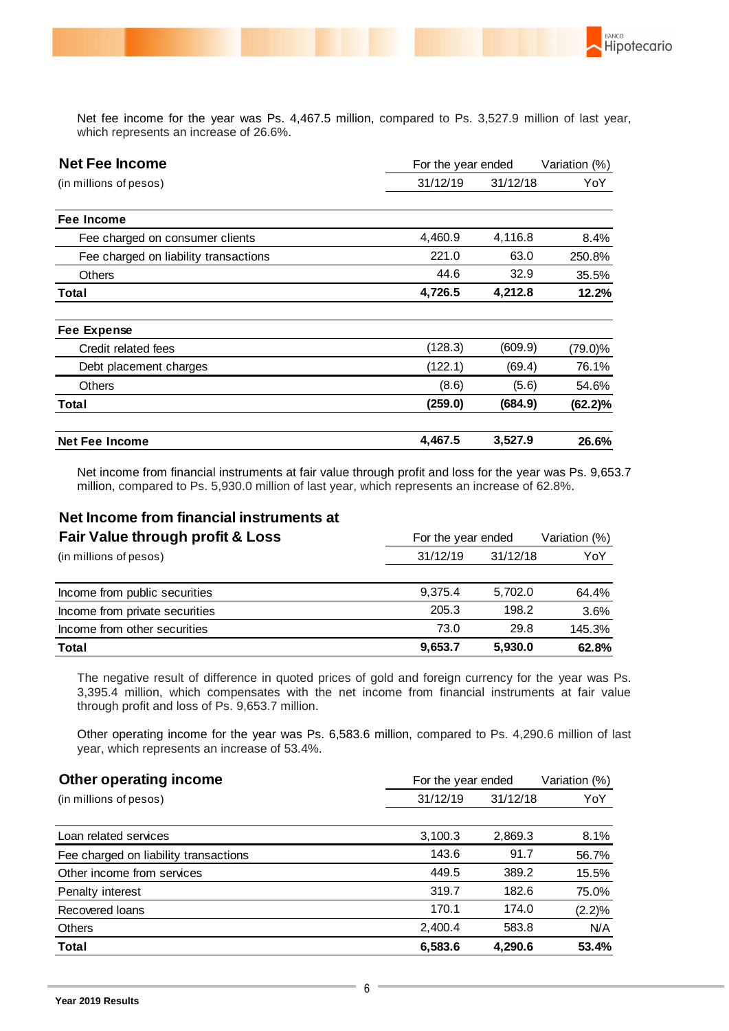Net fee income for the year was Ps. 4,467.5 million, compared to Ps. 3,527.9 million of last year, which represents an increase of 26.6%.

| **Net Fee Income** (in millions of pesos) | For the year ended 31/12/19 | 31/12/18 | Variation (%) YoY |
|---|---|---|---|
| **Fee Income** | | | |
| Fee charged on consumer clients | 4,460.9 | 4,116.8 | 8.4% |
| Fee charged on liability transactions | 221.0 | 63.0 | 250.8% |
| Others | 44.6 | 32.9 | 35.5% |
| **Total** | **4,726.5** | **4,212.8** | **12.2%** |
| **Fee Expense** | | | |
| Credit related fees | (128.3) | (609.9) | (79.0)% |
| Debt placement charges | (122.1) | (69.4) | 76.1% |
| Others | (8.6) | (5.6) | 54.6% |
| **Total** | **(259.0)** | **(684.9)** | **(62.2)%** |
| **Net Fee Income** | **4,467.5** | **3,527.9** | **26.6%** |

Net income from financial instruments at fair value through profit and loss for the year was Ps. 9,653.7 million, compared to Ps. 5,930.0 million of last year, which represents an increase of 62.8%.

| **Net Income from financial instruments at Fair Value through profit & Loss** (in millions of pesos) | For the year ended 31/12/19 | 31/12/18 | Variation (%) YoY |
|---|---|---|---|
| Income from public securities | 9,375.4 | 5,702.0 | 64.4% |
| Income from private securities | 205.3 | 198.2 | 3.6% |
| Income from other securities | 73.0 | 29.8 | 145.3% |
| **Total** | **9,653.7** | **5,930.0** | **62.8%** |

The negative result of difference in quoted prices of gold and foreign currency for the year was Ps. 3,395.4 million, which compensates with the net income from financial instruments at fair value through profit and loss of Ps. 9,653.7 million.

Other operating income for the year was Ps. 6,583.6 million, compared to Ps. 4,290.6 million of last year, which represents an increase of 53.4%.

| **Other operating income** (in millions of pesos) | For the year ended 31/12/19 | 31/12/18 | Variation (%) YoY |
|---|---|---|---|
| Loan related services | 3,100.3 | 2,869.3 | 8.1% |
| Fee charged on liability transactions | 143.6 | 91.7 | 56.7% |
| Other income from services | 449.5 | 389.2 | 15.5% |
| Penalty interest | 319.7 | 182.6 | 75.0% |
| Recovered loans | 170.1 | 174.0 | (2.2)% |
| Others | 2,400.4 | 583.8 | N/A |
| **Total** | **6,583.6** | **4,290.6** | **53.4%** |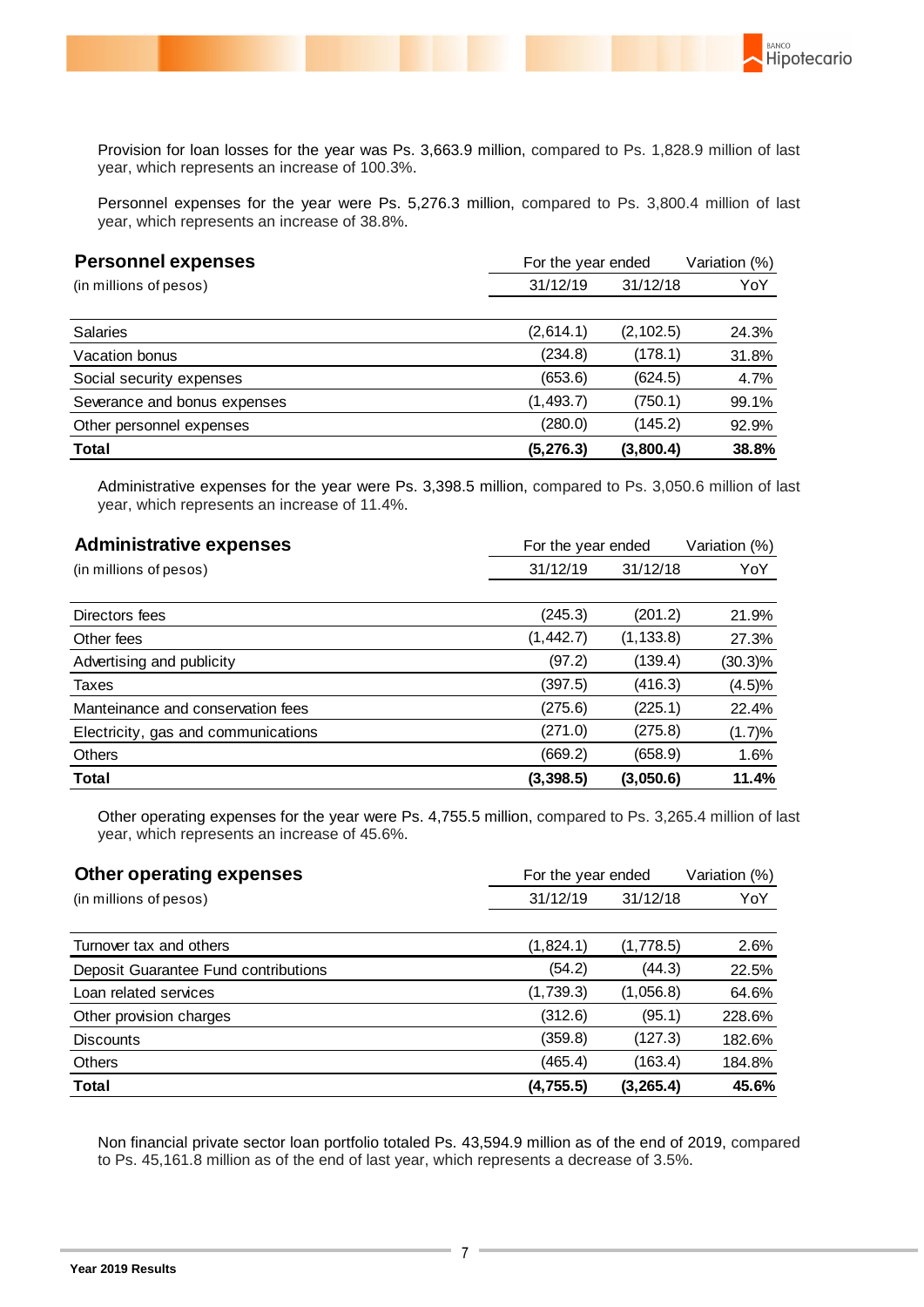Provision for loan losses for the year was Ps. 3,663.9 million, compared to Ps. 1,828.9 million of last year, which represents an increase of 100.3%.

Personnel expenses for the year were Ps. 5,276.3 million, compared to Ps. 3,800.4 million of last year, which represents an increase of 38.8%.

| **Personnel expenses** | For the year ended | | Variation (%) |
|---|---|---|---|
| (in millions of pesos) | 31/12/19 | 31/12/18 | YoY |
| Salaries | (2,614.1) | (2,102.5) | 24.3% |
| Vacation bonus | (234.8) | (178.1) | 31.8% |
| Social security expenses | (653.6) | (624.5) | 4.7% |
| Severance and bonus expenses | (1,493.7) | (750.1) | 99.1% |
| Other personnel expenses | (280.0) | (145.2) | 92.9% |
| **Total** | **(5,276.3)** | **(3,800.4)** | **38.8%** |

Administrative expenses for the year were Ps. 3,398.5 million, compared to Ps. 3,050.6 million of last year, which represents an increase of 11.4%.

| **Administrative expenses** | For the year ended | | Variation (%) |
|---|---|---|---|
| (in millions of pesos) | 31/12/19 | 31/12/18 | YoY |
| Directors fees | (245.3) | (201.2) | 21.9% |
| Other fees | (1,442.7) | (1,133.8) | 27.3% |
| Advertising and publicity | (97.2) | (139.4) | (30.3)% |
| Taxes | (397.5) | (416.3) | (4.5)% |
| Manteinance and conservation fees | (275.6) | (225.1) | 22.4% |
| Electricity, gas and communications | (271.0) | (275.8) | (1.7)% |
| Others | (669.2) | (658.9) | 1.6% |
| **Total** | **(3,398.5)** | **(3,050.6)** | **11.4%** |

Other operating expenses for the year were Ps. 4,755.5 million, compared to Ps. 3,265.4 million of last year, which represents an increase of 45.6%.

| **Other operating expenses** | For the year ended | | Variation (%) |
|---|---|---|---|
| (in millions of pesos) | 31/12/19 | 31/12/18 | YoY |
| Turnover tax and others | (1,824.1) | (1,778.5) | 2.6% |
| Deposit Guarantee Fund contributions | (54.2) | (44.3) | 22.5% |
| Loan related services | (1,739.3) | (1,056.8) | 64.6% |
| Other provision charges | (312.6) | (95.1) | 228.6% |
| Discounts | (359.8) | (127.3) | 182.6% |
| Others | (465.4) | (163.4) | 184.8% |
| **Total** | **(4,755.5)** | **(3,265.4)** | **45.6%** |

Non financial private sector loan portfolio totaled Ps. 43,594.9 million as of the end of 2019, compared to Ps. 45,161.8 million as of the end of last year, which represents a decrease of 3.5%.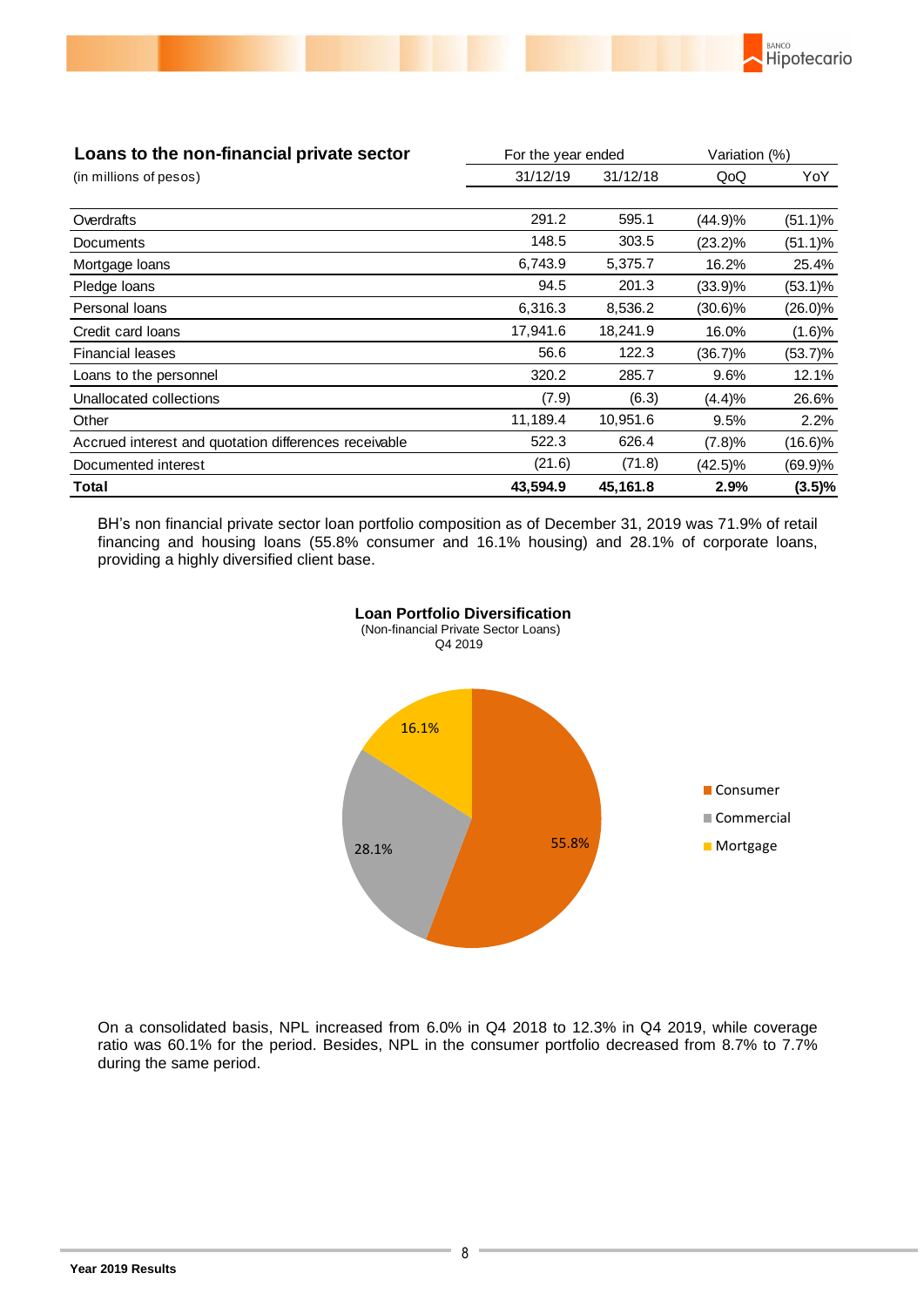| **Loans to the non-financial private sector** (in millions of pesos) | For the year ended | | Variation (%) | |
|---|---|---|---|---|
| | 31/12/19 | 31/12/18 | QoQ | YoY |
| Overdrafts | 291.2 | 595.1 | (44.9)% | (51.1)% |
| Documents | 148.5 | 303.5 | (23.2)% | (51.1)% |
| Mortgage loans | 6,743.9 | 5,375.7 | 16.2% | 25.4% |
| Pledge loans | 94.5 | 201.3 | (33.9)% | (53.1)% |
| Personal loans | 6,316.3 | 8,536.2 | (30.6)% | (26.0)% |
| Credit card loans | 17,941.6 | 18,241.9 | 16.0% | (1.6)% |
| Financial leases | 56.6 | 122.3 | (36.7)% | (53.7)% |
| Loans to the personnel | 320.2 | 285.7 | 9.6% | 12.1% |
| Unallocated collections | (7.9) | (6.3) | (4.4)% | 26.6% |
| Other | 11,189.4 | 10,951.6 | 9.5% | 2.2% |
| Accrued interest and quotation differences receivable | 522.3 | 626.4 | (7.8)% | (16.6)% |
| Documented interest | (21.6) | (71.8) | (42.5)% | (69.9)% |
| **Total** | **43,594.9** | **45,161.8** | **2.9%** | **(3.5)%** |

BH's non financial private sector loan portfolio composition as of December 31, 2019 was 71.9% of retail financing and housing loans (55.8% consumer and 16.1% housing) and 28.1% of corporate loans, providing a highly diversified client base.

**Loan Portfolio Diversification**
(Non-financial Private Sector Loans)
Q4 2019

| Segment | % |
|---|---|
| Consumer | 55.8% |
| Commercial | 28.1% |
| Mortgage | 16.1% |

On a consolidated basis, NPL increased from 6.0% in Q4 2018 to 12.3% in Q4 2019, while coverage ratio was 60.1% for the period. Besides, NPL in the consumer portfolio decreased from 8.7% to 7.7% during the same period.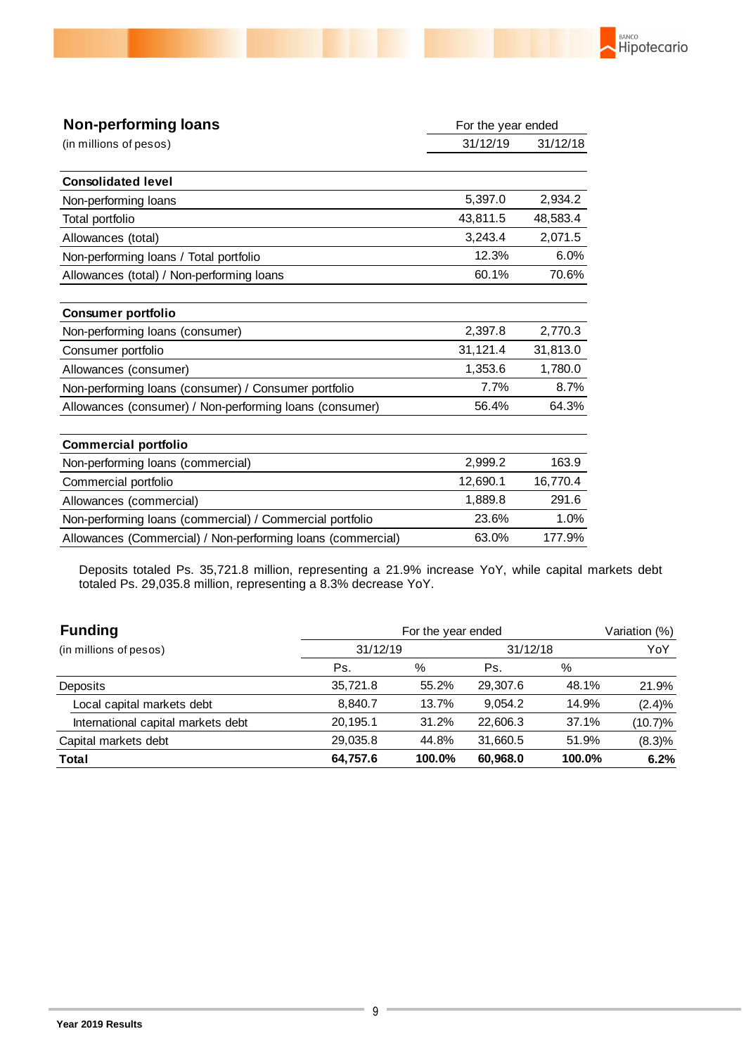## Non-performing loans

| (in millions of pesos) | For the year ended 31/12/19 | 31/12/18 |
|---|---|---|
| **Consolidated level** | | |
| Non-performing loans | 5,397.0 | 2,934.2 |
| Total portfolio | 43,811.5 | 48,583.4 |
| Allowances (total) | 3,243.4 | 2,071.5 |
| Non-performing loans / Total portfolio | 12.3% | 6.0% |
| Allowances (total) / Non-performing loans | 60.1% | 70.6% |
| **Consumer portfolio** | | |
| Non-performing loans (consumer) | 2,397.8 | 2,770.3 |
| Consumer portfolio | 31,121.4 | 31,813.0 |
| Allowances (consumer) | 1,353.6 | 1,780.0 |
| Non-performing loans (consumer) / Consumer portfolio | 7.7% | 8.7% |
| Allowances (consumer) / Non-performing loans (consumer) | 56.4% | 64.3% |
| **Commercial portfolio** | | |
| Non-performing loans (commercial) | 2,999.2 | 163.9 |
| Commercial portfolio | 12,690.1 | 16,770.4 |
| Allowances (commercial) | 1,889.8 | 291.6 |
| Non-performing loans (commercial) / Commercial portfolio | 23.6% | 1.0% |
| Allowances (Commercial) / Non-performing loans (commercial) | 63.0% | 177.9% |

Deposits totaled Ps. 35,721.8 million, representing a 21.9% increase YoY, while capital markets debt totaled Ps. 29,035.8 million, representing a 8.3% decrease YoY.

## Funding

| (in millions of pesos) | For the year ended 31/12/19 | | 31/12/18 | | Variation (%) |
|---|---|---|---|---|---|
| | Ps. | % | Ps. | % | YoY |
| Deposits | 35,721.8 | 55.2% | 29,307.6 | 48.1% | 21.9% |
| Local capital markets debt | 8,840.7 | 13.7% | 9,054.2 | 14.9% | (2.4)% |
| International capital markets debt | 20,195.1 | 31.2% | 22,606.3 | 37.1% | (10.7)% |
| Capital markets debt | 29,035.8 | 44.8% | 31,660.5 | 51.9% | (8.3)% |
| **Total** | **64,757.6** | **100.0%** | **60,968.0** | **100.0%** | **6.2%** |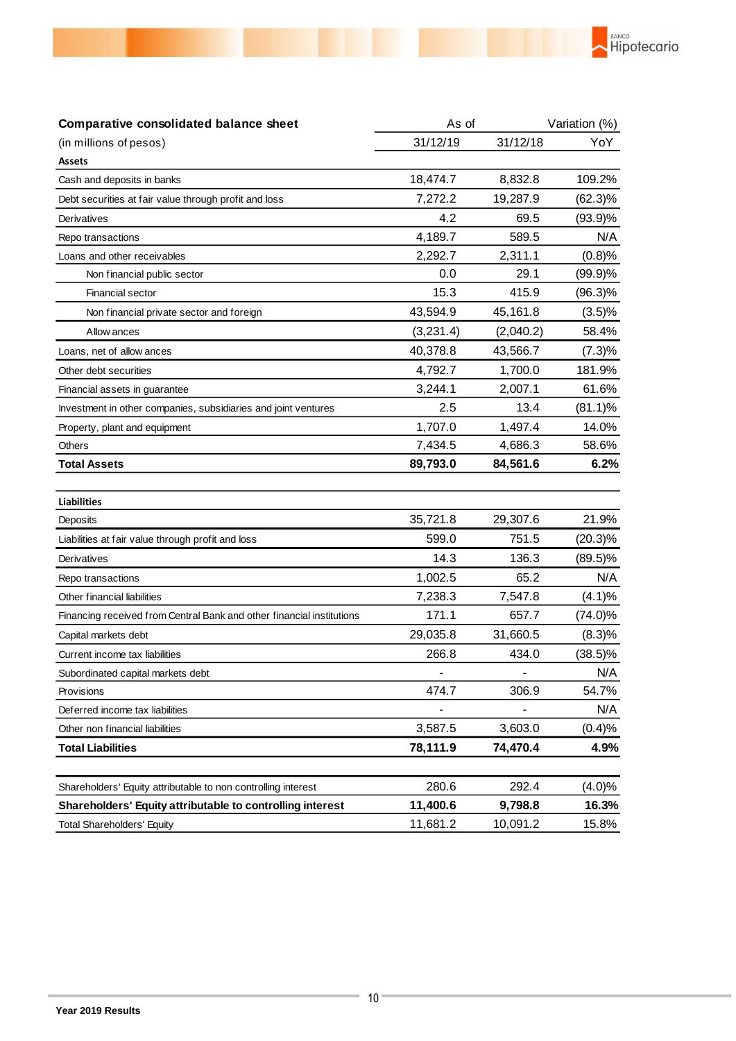| **Comparative consolidated balance sheet** | As of | | Variation (%) |
|---|---|---|---|
| (in millions of pesos) | 31/12/19 | 31/12/18 | YoY |
| **Assets** | | | |
| Cash and deposits in banks | 18,474.7 | 8,832.8 | 109.2% |
| Debt securities at fair value through profit and loss | 7,272.2 | 19,287.9 | (62.3)% |
| Derivatives | 4.2 | 69.5 | (93.9)% |
| Repo transactions | 4,189.7 | 589.5 | N/A |
| Loans and other receivables | 2,292.7 | 2,311.1 | (0.8)% |
| Non financial public sector | 0.0 | 29.1 | (99.9)% |
| Financial sector | 15.3 | 415.9 | (96.3)% |
| Non financial private sector and foreign | 43,594.9 | 45,161.8 | (3.5)% |
| Allowances | (3,231.4) | (2,040.2) | 58.4% |
| Loans, net of allowances | 40,378.8 | 43,566.7 | (7.3)% |
| Other debt securities | 4,792.7 | 1,700.0 | 181.9% |
| Financial assets in guarantee | 3,244.1 | 2,007.1 | 61.6% |
| Investment in other companies, subsidiaries and joint ventures | 2.5 | 13.4 | (81.1)% |
| Property, plant and equipment | 1,707.0 | 1,497.4 | 14.0% |
| Others | 7,434.5 | 4,686.3 | 58.6% |
| **Total Assets** | **89,793.0** | **84,561.6** | **6.2%** |
| | | | |
| **Liabilities** | | | |
| Deposits | 35,721.8 | 29,307.6 | 21.9% |
| Liabilities at fair value through profit and loss | 599.0 | 751.5 | (20.3)% |
| Derivatives | 14.3 | 136.3 | (89.5)% |
| Repo transactions | 1,002.5 | 65.2 | N/A |
| Other financial liabilities | 7,238.3 | 7,547.8 | (4.1)% |
| Financing received from Central Bank and other financial institutions | 171.1 | 657.7 | (74.0)% |
| Capital markets debt | 29,035.8 | 31,660.5 | (8.3)% |
| Current income tax liabilities | 266.8 | 434.0 | (38.5)% |
| Subordinated capital markets debt | - | - | N/A |
| Provisions | 474.7 | 306.9 | 54.7% |
| Deferred income tax liabilities | - | - | N/A |
| Other non financial liabilities | 3,587.5 | 3,603.0 | (0.4)% |
| **Total Liabilities** | **78,111.9** | **74,470.4** | **4.9%** |
| | | | |
| Shareholders' Equity attributable to non controlling interest | 280.6 | 292.4 | (4.0)% |
| **Shareholders' Equity attributable to controlling interest** | **11,400.6** | **9,798.8** | **16.3%** |
| Total Shareholders' Equity | 11,681.2 | 10,091.2 | 15.8% |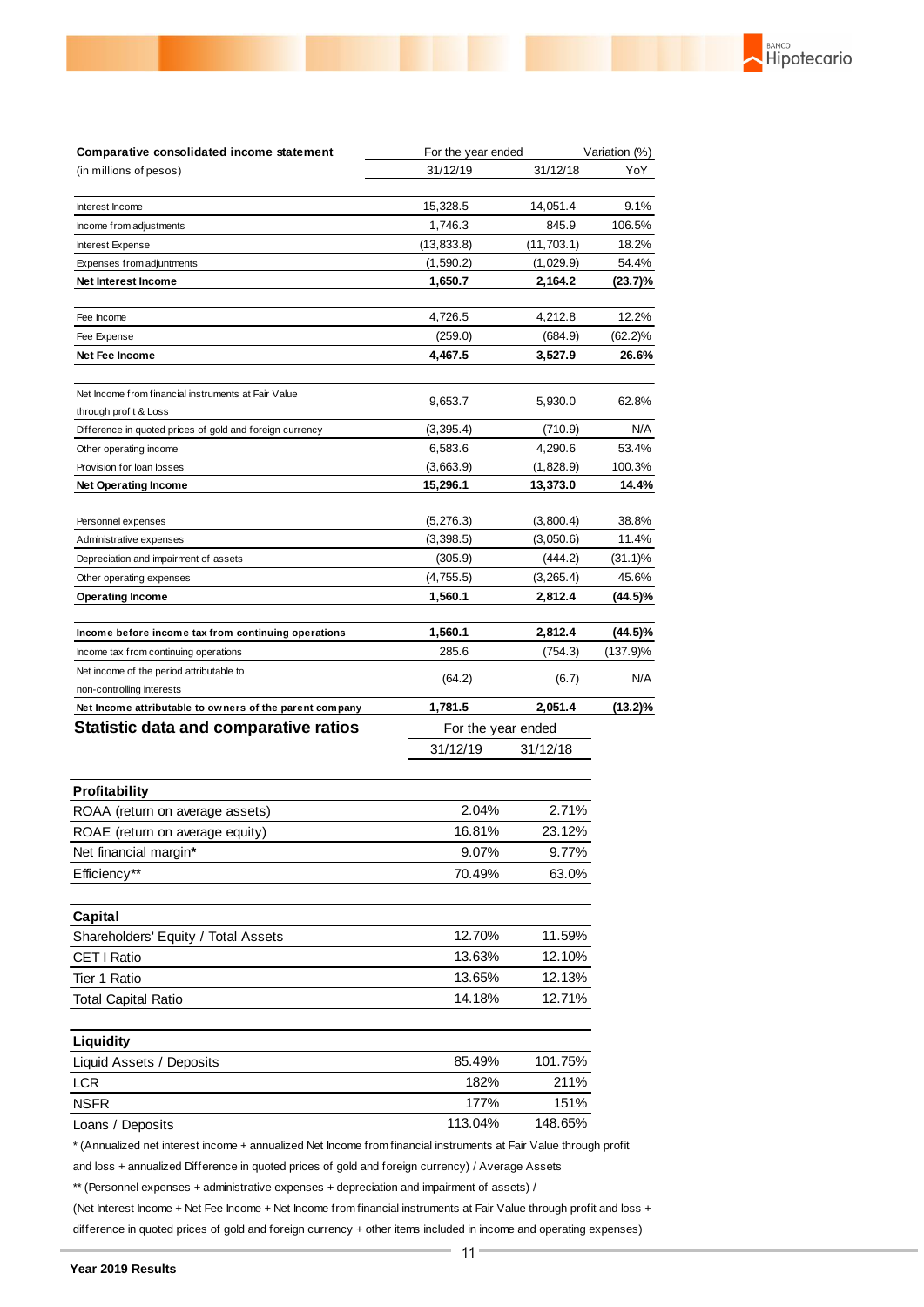| **Comparative consolidated income statement** | For the year ended | | Variation (%) |
|---|---|---|---|
| (in millions of pesos) | 31/12/19 | 31/12/18 | YoY |
| Interest Income | 15,328.5 | 14,051.4 | 9.1% |
| Income from adjustments | 1,746.3 | 845.9 | 106.5% |
| Interest Expense | (13,833.8) | (11,703.1) | 18.2% |
| Expenses from adjuntments | (1,590.2) | (1,029.9) | 54.4% |
| **Net Interest Income** | **1,650.7** | **2,164.2** | **(23.7)%** |
| Fee Income | 4,726.5 | 4,212.8 | 12.2% |
| Fee Expense | (259.0) | (684.9) | (62.2)% |
| **Net Fee Income** | **4,467.5** | **3,527.9** | **26.6%** |
| Net Income from financial instruments at Fair Value through profit & Loss | 9,653.7 | 5,930.0 | 62.8% |
| Difference in quoted prices of gold and foreign currency | (3,395.4) | (710.9) | N/A |
| Other operating income | 6,583.6 | 4,290.6 | 53.4% |
| Provision for loan losses | (3,663.9) | (1,828.9) | 100.3% |
| **Net Operating Income** | **15,296.1** | **13,373.0** | **14.4%** |
| Personnel expenses | (5,276.3) | (3,800.4) | 38.8% |
| Administrative expenses | (3,398.5) | (3,050.6) | 11.4% |
| Depreciation and impairment of assets | (305.9) | (444.2) | (31.1)% |
| Other operating expenses | (4,755.5) | (3,265.4) | 45.6% |
| **Operating Income** | **1,560.1** | **2,812.4** | **(44.5)%** |
| **Income before income tax from continuing operations** | **1,560.1** | **2,812.4** | **(44.5)%** |
| Income tax from continuing operations | 285.6 | (754.3) | (137.9)% |
| Net income of the period attributable to non-controlling interests | (64.2) | (6.7) | N/A |
| **Net Income attributable to owners of the parent company** | **1,781.5** | **2,051.4** | **(13.2)%** |

## Statistic data and comparative ratios

| | For the year ended | |
|---|---|---|
| | 31/12/19 | 31/12/18 |
| **Profitability** | | |
| ROAA (return on average assets) | 2.04% | 2.71% |
| ROAE (return on average equity) | 16.81% | 23.12% |
| Net financial margin* | 9.07% | 9.77% |
| Efficiency** | 70.49% | 63.0% |
| **Capital** | | |
| Shareholders' Equity / Total Assets | 12.70% | 11.59% |
| CET I Ratio | 13.63% | 12.10% |
| Tier 1 Ratio | 13.65% | 12.13% |
| Total Capital Ratio | 14.18% | 12.71% |
| **Liquidity** | | |
| Liquid Assets / Deposits | 85.49% | 101.75% |
| LCR | 182% | 211% |
| NSFR | 177% | 151% |
| Loans / Deposits | 113.04% | 148.65% |

* (Annualized net interest income + annualized Net Income from financial instruments at Fair Value through profit and loss + annualized Difference in quoted prices of gold and foreign currency) / Average Assets

** (Personnel expenses + administrative expenses + depreciation and impairment of assets) / (Net Interest Income + Net Fee Income + Net Income from financial instruments at Fair Value through profit and loss + difference in quoted prices of gold and foreign currency + other items included in income and operating expenses)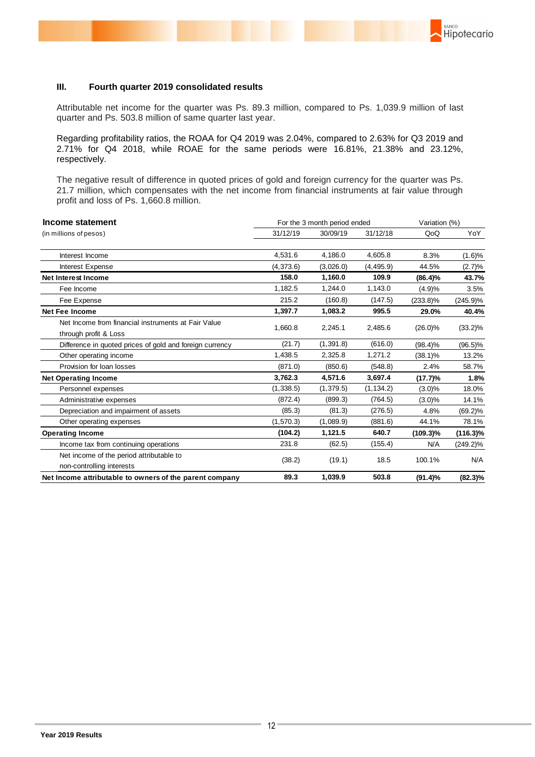### III. Fourth quarter 2019 consolidated results

Attributable net income for the quarter was Ps. 89.3 million, compared to Ps. 1,039.9 million of last quarter and Ps. 503.8 million of same quarter last year.

Regarding profitability ratios, the ROAA for Q4 2019 was 2.04%, compared to 2.63% for Q3 2019 and 2.71% for Q4 2018, while ROAE for the same periods were 16.81%, 21.38% and 23.12%, respectively.

The negative result of difference in quoted prices of gold and foreign currency for the quarter was Ps. 21.7 million, which compensates with the net income from financial instruments at fair value through profit and loss of Ps. 1,660.8 million.

| **Income statement** | For the 3 month period ended | | | Variation (%) | |
|---|---|---|---|---|---|
| (in millions of pesos) | 31/12/19 | 30/09/19 | 31/12/18 | QoQ | YoY |
| Interest Income | 4,531.6 | 4,186.0 | 4,605.8 | 8.3% | (1.6)% |
| Interest Expense | (4,373.6) | (3,026.0) | (4,495.9) | 44.5% | (2.7)% |
| **Net Interest Income** | **158.0** | **1,160.0** | **109.9** | **(86.4)%** | **43.7%** |
| Fee Income | 1,182.5 | 1,244.0 | 1,143.0 | (4.9)% | 3.5% |
| Fee Expense | 215.2 | (160.8) | (147.5) | (233.8)% | (245.9)% |
| **Net Fee Income** | **1,397.7** | **1,083.2** | **995.5** | **29.0%** | **40.4%** |
| Net Income from financial instruments at Fair Value through profit & Loss | 1,660.8 | 2,245.1 | 2,485.6 | (26.0)% | (33.2)% |
| Difference in quoted prices of gold and foreign currency | (21.7) | (1,391.8) | (616.0) | (98.4)% | (96.5)% |
| Other operating income | 1,438.5 | 2,325.8 | 1,271.2 | (38.1)% | 13.2% |
| Provision for loan losses | (871.0) | (850.6) | (548.8) | 2.4% | 58.7% |
| **Net Operating Income** | **3,762.3** | **4,571.6** | **3,697.4** | **(17.7)%** | **1.8%** |
| Personnel expenses | (1,338.5) | (1,379.5) | (1,134.2) | (3.0)% | 18.0% |
| Administrative expenses | (872.4) | (899.3) | (764.5) | (3.0)% | 14.1% |
| Depreciation and impairment of assets | (85.3) | (81.3) | (276.5) | 4.8% | (69.2)% |
| Other operating expenses | (1,570.3) | (1,089.9) | (881.6) | 44.1% | 78.1% |
| **Operating Income** | **(104.2)** | **1,121.5** | **640.7** | **(109.3)%** | **(116.3)%** |
| Income tax from continuing operations | 231.8 | (62.5) | (155.4) | N/A | (249.2)% |
| Net income of the period attributable to non-controlling interests | (38.2) | (19.1) | 18.5 | 100.1% | N/A |
| **Net Income attributable to owners of the parent company** | **89.3** | **1,039.9** | **503.8** | **(91.4)%** | **(82.3)%** |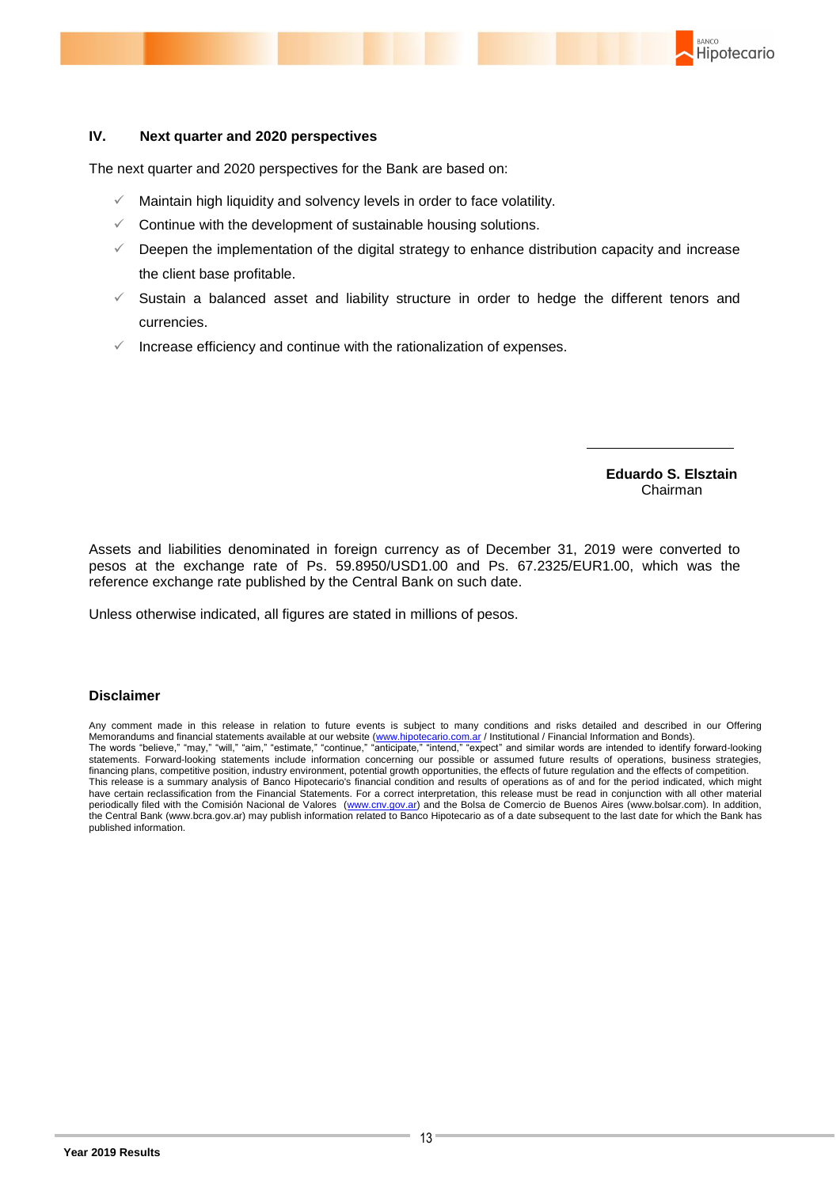## IV. Next quarter and 2020 perspectives

The next quarter and 2020 perspectives for the Bank are based on:

- ✓ Maintain high liquidity and solvency levels in order to face volatility.
- ✓ Continue with the development of sustainable housing solutions.
- ✓ Deepen the implementation of the digital strategy to enhance distribution capacity and increase the client base profitable.
- ✓ Sustain a balanced asset and liability structure in order to hedge the different tenors and currencies.
- ✓ Increase efficiency and continue with the rationalization of expenses.

**Eduardo S. Elsztain**
Chairman

Assets and liabilities denominated in foreign currency as of December 31, 2019 were converted to pesos at the exchange rate of Ps. 59.8950/USD1.00 and Ps. 67.2325/EUR1.00, which was the reference exchange rate published by the Central Bank on such date.

Unless otherwise indicated, all figures are stated in millions of pesos.

### Disclaimer

Any comment made in this release in relation to future events is subject to many conditions and risks detailed and described in our Offering Memorandums and financial statements available at our website (www.hipotecario.com.ar / Institutional / Financial Information and Bonds).
The words "believe," "may," "will," "aim," "estimate," "continue," "anticipate," "intend," "expect" and similar words are intended to identify forward-looking statements. Forward-looking statements include information concerning our possible or assumed future results of operations, business strategies, financing plans, competitive position, industry environment, potential growth opportunities, the effects of future regulation and the effects of competition.
This release is a summary analysis of Banco Hipotecario's financial condition and results of operations as of and for the period indicated, which might have certain reclassification from the Financial Statements. For a correct interpretation, this release must be read in conjunction with all other material periodically filed with the Comisión Nacional de Valores (www.cnv.gov.ar) and the Bolsa de Comercio de Buenos Aires (www.bolsar.com). In addition, the Central Bank (www.bcra.gov.ar) may publish information related to Banco Hipotecario as of a date subsequent to the last date for which the Bank has published information.